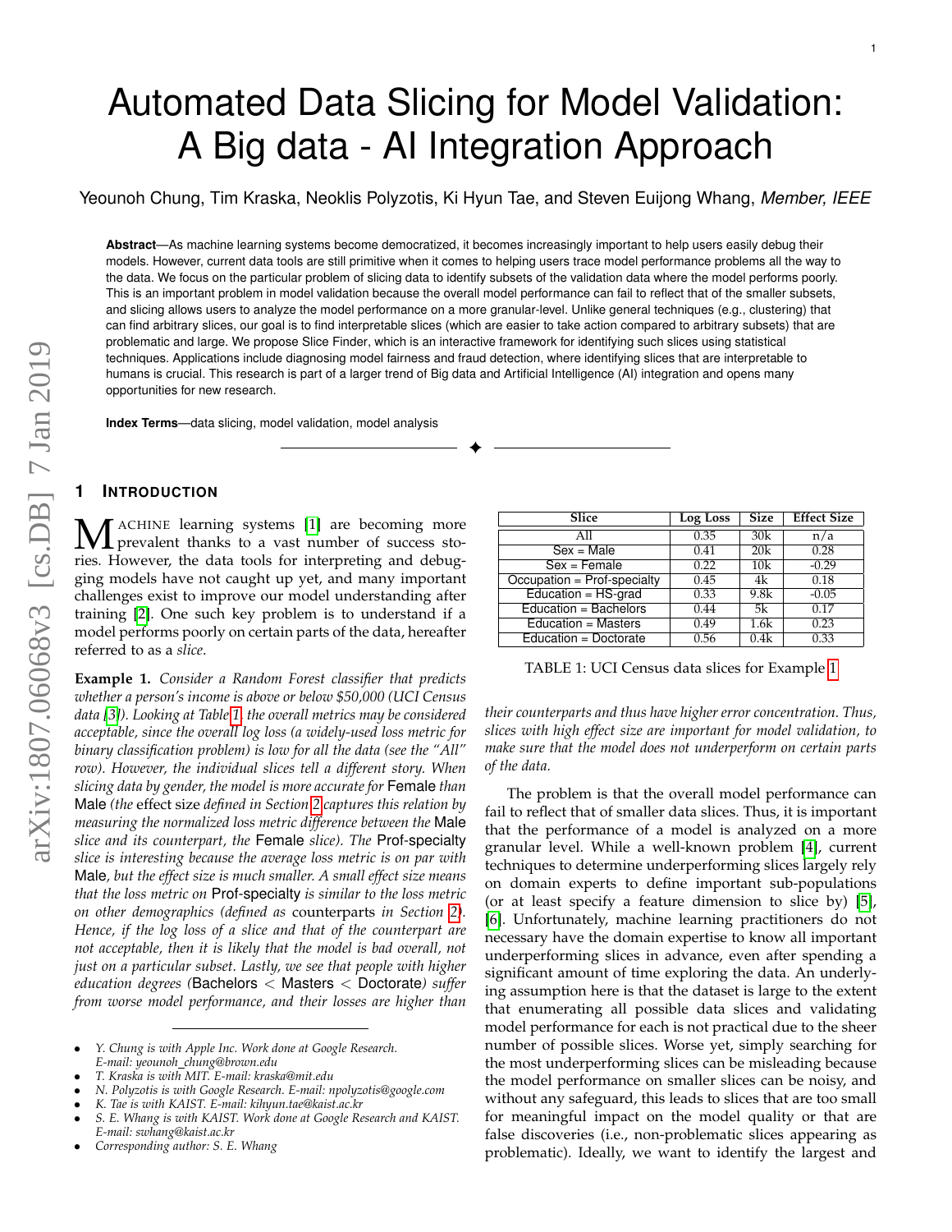# Automated Data Slicing for Model Validation: A Big data - AI Integration Approach

Yeounoh Chung, Tim Kraska, Neoklis Polyzotis, Ki Hyun Tae, and Steven Euijong Whang, *Member, IEEE*

**Abstract**—As machine learning systems become democratized, it becomes increasingly important to help users easily debug their models. However, current data tools are still primitive when it comes to helping users trace model performance problems all the way to the data. We focus on the particular problem of slicing data to identify subsets of the validation data where the model performs poorly. This is an important problem in model validation because the overall model performance can fail to reflect that of the smaller subsets, and slicing allows users to analyze the model performance on a more granular-level. Unlike general techniques (e.g., clustering) that can find arbitrary slices, our goal is to find interpretable slices (which are easier to take action compared to arbitrary subsets) that are problematic and large. We propose Slice Finder, which is an interactive framework for identifying such slices using statistical techniques. Applications include diagnosing model fairness and fraud detection, where identifying slices that are interpretable to humans is crucial. This research is part of a larger trend of Big data and Artificial Intelligence (AI) integration and opens many opportunities for new research.

**Index Terms**—data slicing, model validation, model analysis

## 1 Introduction

Machine learning systems [1] are becoming more prevalent thanks to a vast number of success stories. However, the data tools for interpreting and debugging models have not caught up yet, and many important challenges exist to improve our model understanding after training [2]. One such key problem is to understand if a model performs poorly on certain parts of the data, hereafter referred to as a *slice*.

**Example 1.** *Consider a Random Forest classifier that predicts whether a person's income is above or below $50,000 (UCI Census data [3]). Looking at Table 1, the overall metrics may be considered acceptable, since the overall log loss (a widely-used loss metric for binary classification problem) is low for all the data (see the "All" row). However, the individual slices tell a different story. When slicing data by gender, the model is more accurate for* Female *than* Male *(the* effect size *defined in Section 2 captures this relation by measuring the normalized loss metric difference between the* Male *slice and its counterpart, the* Female *slice). The* Prof-specialty *slice is interesting because the average loss metric is on par with* Male*, but the effect size is much smaller. A small effect size means that the loss metric on* Prof-specialty *is similar to the loss metric on other demographics (defined as* counterparts *in Section 2). Hence, if the log loss of a slice and that of the counterpart are not acceptable, then it is likely that the model is bad overall, not just on a particular subset. Lastly, we see that people with higher education degrees (*Bachelors $<$ Masters $<$ Doctorate*) suffer from worse model performance, and their losses are higher than their counterparts and thus have higher error concentration. Thus, slices with high effect size are important for model validation, to make sure that the model does not underperform on certain parts of the data.*

| Slice | Log Loss | Size | Effect Size |
|---|---|---|---|
| All | 0.35 | 30k | n/a |
| Sex = Male | 0.41 | 20k | 0.28 |
| Sex = Female | 0.22 | 10k | -0.29 |
| Occupation = Prof-specialty | 0.45 | 4k | 0.18 |
| Education = HS-grad | 0.33 | 9.8k | -0.05 |
| Education = Bachelors | 0.44 | 5k | 0.17 |
| Education = Masters | 0.49 | 1.6k | 0.23 |
| Education = Doctorate | 0.56 | 0.4k | 0.33 |

TABLE 1: UCI Census data slices for Example 1

The problem is that the overall model performance can fail to reflect that of smaller data slices. Thus, it is important that the performance of a model is analyzed on a more granular level. While a well-known problem [4], current techniques to determine underperforming slices largely rely on domain experts to define important sub-populations (or at least specify a feature dimension to slice by) [5], [6]. Unfortunately, machine learning practitioners do not necessary have the domain expertise to know all important underperforming slices in advance, even after spending a significant amount of time exploring the data. An underlying assumption here is that the dataset is large to the extent that enumerating all possible data slices and validating model performance for each is not practical due to the sheer number of possible slices. Worse yet, simply searching for the most underperforming slices can be misleading because the model performance on smaller slices can be noisy, and without any safeguard, this leads to slices that are too small for meaningful impact on the model quality or that are false discoveries (i.e., non-problematic slices appearing as problematic). Ideally, we want to identify the largest and

---

- *Y. Chung is with Apple Inc. Work done at Google Research. E-mail: yeounoh_chung@brown.edu*
- *T. Kraska is with MIT. E-mail: kraska@mit.edu*
- *N. Polyzotis is with Google Research. E-mail: npolyzotis@google.com*
- *K. Tae is with KAIST. E-mail: kihyun.tae@kaist.ac.kr*
- *S. E. Whang is with KAIST. Work done at Google Research and KAIST. E-mail: swhang@kaist.ac.kr*
- *Corresponding author: S. E. Whang*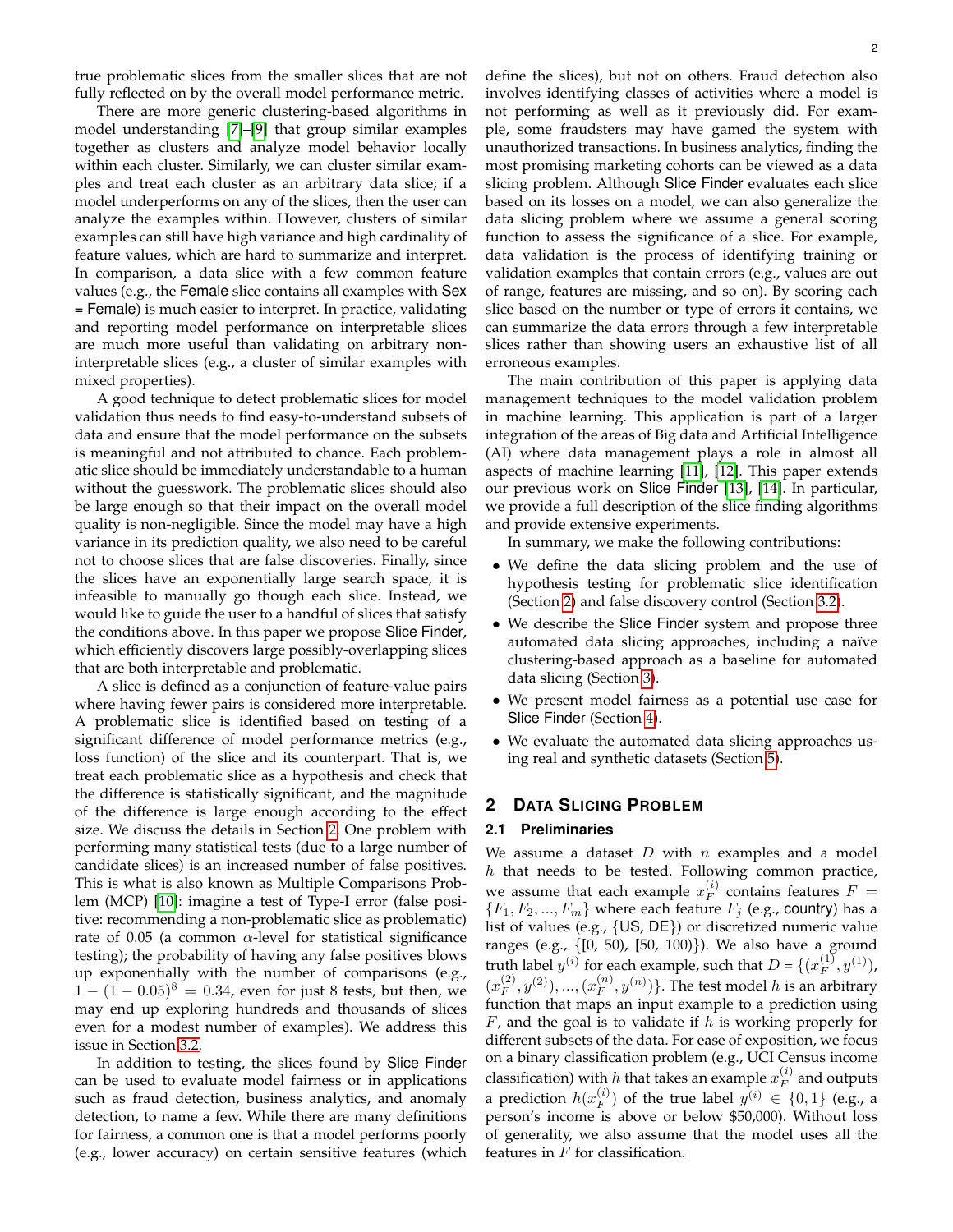true problematic slices from the smaller slices that are not fully reflected on by the overall model performance metric.

There are more generic clustering-based algorithms in model understanding [7]–[9] that group similar examples together as clusters and analyze model behavior locally within each cluster. Similarly, we can cluster similar examples and treat each cluster as an arbitrary data slice; if a model underperforms on any of the slices, then the user can analyze the examples within. However, clusters of similar examples can still have high variance and high cardinality of feature values, which are hard to summarize and interpret. In comparison, a data slice with a few common feature values (e.g., the Female slice contains all examples with Sex = Female) is much easier to interpret. In practice, validating and reporting model performance on interpretable slices are much more useful than validating on arbitrary non-interpretable slices (e.g., a cluster of similar examples with mixed properties).

A good technique to detect problematic slices for model validation thus needs to find easy-to-understand subsets of data and ensure that the model performance on the subsets is meaningful and not attributed to chance. Each problematic slice should be immediately understandable to a human without the guesswork. The problematic slices should also be large enough so that their impact on the overall model quality is non-negligible. Since the model may have a high variance in its prediction quality, we also need to be careful not to choose slices that are false discoveries. Finally, since the slices have an exponentially large search space, it is infeasible to manually go though each slice. Instead, we would like to guide the user to a handful of slices that satisfy the conditions above. In this paper we propose Slice Finder, which efficiently discovers large possibly-overlapping slices that are both interpretable and problematic.

A slice is defined as a conjunction of feature-value pairs where having fewer pairs is considered more interpretable. A problematic slice is identified based on testing of a significant difference of model performance metrics (e.g., loss function) of the slice and its counterpart. That is, we treat each problematic slice as a hypothesis and check that the difference is statistically significant, and the magnitude of the difference is large enough according to the effect size. We discuss the details in Section 2. One problem with performing many statistical tests (due to a large number of candidate slices) is an increased number of false positives. This is what is also known as Multiple Comparisons Problem (MCP) [10]: imagine a test of Type-I error (false positive: recommending a non-problematic slice as problematic) rate of 0.05 (a common $\alpha$-level for statistical significance testing); the probability of having any false positives blows up exponentially with the number of comparisons (e.g., $1 - (1 - 0.05)^8 = 0.34$, even for just 8 tests, but then, we may end up exploring hundreds and thousands of slices even for a modest number of examples). We address this issue in Section 3.2.

In addition to testing, the slices found by Slice Finder can be used to evaluate model fairness or in applications such as fraud detection, business analytics, and anomaly detection, to name a few. While there are many definitions for fairness, a common one is that a model performs poorly (e.g., lower accuracy) on certain sensitive features (which define the slices), but not on others. Fraud detection also involves identifying classes of activities where a model is not performing as well as it previously did. For example, some fraudsters may have gamed the system with unauthorized transactions. In business analytics, finding the most promising marketing cohorts can be viewed as a data slicing problem. Although Slice Finder evaluates each slice based on its losses on a model, we can also generalize the data slicing problem where we assume a general scoring function to assess the significance of a slice. For example, data validation is the process of identifying training or validation examples that contain errors (e.g., values are out of range, features are missing, and so on). By scoring each slice based on the number or type of errors it contains, we can summarize the data errors through a few interpretable slices rather than showing users an exhaustive list of all erroneous examples.

The main contribution of this paper is applying data management techniques to the model validation problem in machine learning. This application is part of a larger integration of the areas of Big data and Artificial Intelligence (AI) where data management plays a role in almost all aspects of machine learning [11], [12]. This paper extends our previous work on Slice Finder [13], [14]. In particular, we provide a full description of the slice finding algorithms and provide extensive experiments.

In summary, we make the following contributions:

- We define the data slicing problem and the use of hypothesis testing for problematic slice identification (Section 2) and false discovery control (Section 3.2).
- We describe the Slice Finder system and propose three automated data slicing approaches, including a naïve clustering-based approach as a baseline for automated data slicing (Section 3).
- We present model fairness as a potential use case for Slice Finder (Section 4).
- We evaluate the automated data slicing approaches using real and synthetic datasets (Section 5).

## 2 Data Slicing Problem

### 2.1 Preliminaries

We assume a dataset $D$ with $n$ examples and a model $h$ that needs to be tested. Following common practice, we assume that each example $x_F^{(i)}$ contains features $F = \{F_1, F_2, ..., F_m\}$ where each feature $F_j$ (e.g., country) has a list of values (e.g., {US, DE}) or discretized numeric value ranges (e.g., {[0, 50), [50, 100)}). We also have a ground truth label $y^{(i)}$ for each example, such that $D = \{(x_F^{(1)}, y^{(1)}), (x_F^{(2)}, y^{(2)}), ..., (x_F^{(n)}, y^{(n)})\}$. The test model $h$ is an arbitrary function that maps an input example to a prediction using $F$, and the goal is to validate if $h$ is working properly for different subsets of the data. For ease of exposition, we focus on a binary classification problem (e.g., UCI Census income classification) with $h$ that takes an example $x_F^{(i)}$ and outputs a prediction $h(x_F^{(i)})$ of the true label $y^{(i)} \in \{0, 1\}$ (e.g., a person's income is above or below \$50,000). Without loss of generality, we also assume that the model uses all the features in $F$ for classification.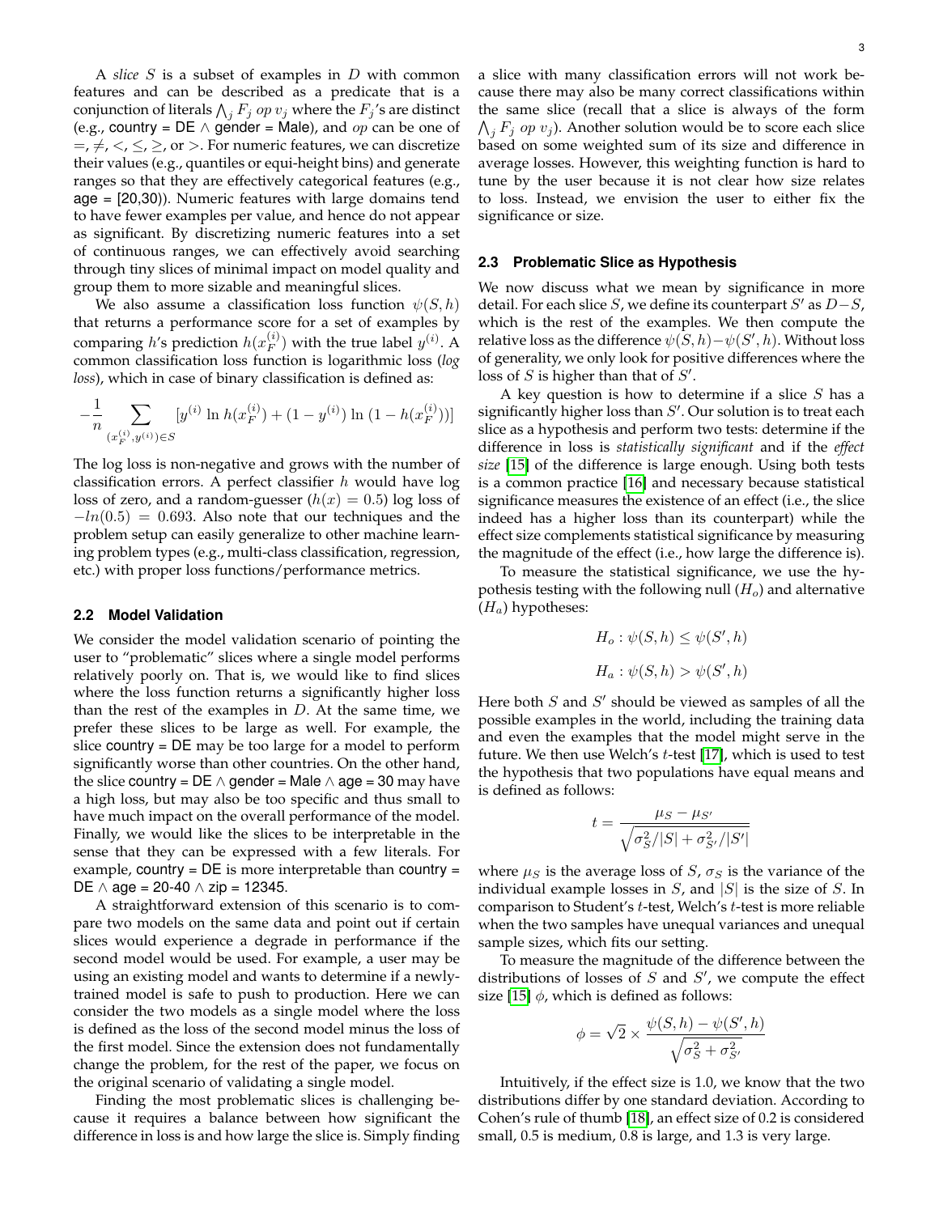A *slice* $S$ is a subset of examples in $D$ with common features and can be described as a predicate that is a conjunction of literals $\bigwedge_j F_j \ op \ v_j$ where the $F_j$'s are distinct (e.g., country = DE $\wedge$ gender = Male), and $op$ can be one of $=, \neq, <, \leq, \geq$, or $>$. For numeric features, we can discretize their values (e.g., quantiles or equi-height bins) and generate ranges so that they are effectively categorical features (e.g., age = [20,30)). Numeric features with large domains tend to have fewer examples per value, and hence do not appear as significant. By discretizing numeric features into a set of continuous ranges, we can effectively avoid searching through tiny slices of minimal impact on model quality and group them to more sizable and meaningful slices.

We also assume a classification loss function $\psi(S, h)$ that returns a performance score for a set of examples by comparing $h$'s prediction $h(x_F^{(i)})$ with the true label $y^{(i)}$. A common classification loss function is logarithmic loss (*log loss*), which in case of binary classification is defined as:

$$-\frac{1}{n} \sum_{(x_F^{(i)}, y^{(i)}) \in S} [y^{(i)} \ln h(x_F^{(i)}) + (1 - y^{(i)}) \ln (1 - h(x_F^{(i)}))]$$

The log loss is non-negative and grows with the number of classification errors. A perfect classifier $h$ would have log loss of zero, and a random-guesser ($h(x) = 0.5$) log loss of $-ln(0.5) = 0.693$. Also note that our techniques and the problem setup can easily generalize to other machine learning problem types (e.g., multi-class classification, regression, etc.) with proper loss functions/performance metrics.

### 2.2 Model Validation

We consider the model validation scenario of pointing the user to "problematic" slices where a single model performs relatively poorly on. That is, we would like to find slices where the loss function returns a significantly higher loss than the rest of the examples in $D$. At the same time, we prefer these slices to be large as well. For example, the slice country = DE may be too large for a model to perform significantly worse than other countries. On the other hand, the slice country = DE $\wedge$ gender = Male $\wedge$ age = 30 may have a high loss, but may also be too specific and thus small to have much impact on the overall performance of the model. Finally, we would like the slices to be interpretable in the sense that they can be expressed with a few literals. For example, country = DE is more interpretable than country = DE $\wedge$ age = 20-40 $\wedge$ zip = 12345.

A straightforward extension of this scenario is to compare two models on the same data and point out if certain slices would experience a degrade in performance if the second model would be used. For example, a user may be using an existing model and wants to determine if a newly-trained model is safe to push to production. Here we can consider the two models as a single model where the loss is defined as the loss of the second model minus the loss of the first model. Since the extension does not fundamentally change the problem, for the rest of the paper, we focus on the original scenario of validating a single model.

Finding the most problematic slices is challenging because it requires a balance between how significant the difference in loss is and how large the slice is. Simply finding a slice with many classification errors will not work because there may also be many correct classifications within the same slice (recall that a slice is always of the form $\bigwedge_j F_j \ op \ v_j$). Another solution would be to score each slice based on some weighted sum of its size and difference in average losses. However, this weighting function is hard to tune by the user because it is not clear how size relates to loss. Instead, we envision the user to either fix the significance or size.

### 2.3 Problematic Slice as Hypothesis

We now discuss what we mean by significance in more detail. For each slice $S$, we define its counterpart $S'$ as $D - S$, which is the rest of the examples. We then compute the relative loss as the difference $\psi(S, h) - \psi(S', h)$. Without loss of generality, we only look for positive differences where the loss of $S$ is higher than that of $S'$.

A key question is how to determine if a slice $S$ has a significantly higher loss than $S'$. Our solution is to treat each slice as a hypothesis and perform two tests: determine if the difference in loss is *statistically significant* and if the *effect size* [15] of the difference is large enough. Using both tests is a common practice [16] and necessary because statistical significance measures the existence of an effect (i.e., the slice indeed has a higher loss than its counterpart) while the effect size complements statistical significance by measuring the magnitude of the effect (i.e., how large the difference is).

To measure the statistical significance, we use the hypothesis testing with the following null ($H_o$) and alternative ($H_a$) hypotheses:

$$H_o : \psi(S, h) \leq \psi(S', h)$$

$$H_a : \psi(S, h) > \psi(S', h)$$

Here both $S$ and $S'$ should be viewed as samples of all the possible examples in the world, including the training data and even the examples that the model might serve in the future. We then use Welch's $t$-test [17], which is used to test the hypothesis that two populations have equal means and is defined as follows:

$$t = \frac{\mu_S - \mu_{S'}}{\sqrt{\sigma_S^2 / |S| + \sigma_{S'}^2 / |S'|}}$$

where $\mu_S$ is the average loss of $S$, $\sigma_S$ is the variance of the individual example losses in $S$, and $|S|$ is the size of $S$. In comparison to Student's $t$-test, Welch's $t$-test is more reliable when the two samples have unequal variances and unequal sample sizes, which fits our setting.

To measure the magnitude of the difference between the distributions of losses of $S$ and $S'$, we compute the effect size [15] $\phi$, which is defined as follows:

$$\phi = \sqrt{2} \times \frac{\psi(S, h) - \psi(S', h)}{\sqrt{\sigma_S^2 + \sigma_{S'}^2}}$$

Intuitively, if the effect size is 1.0, we know that the two distributions differ by one standard deviation. According to Cohen's rule of thumb [18], an effect size of 0.2 is considered small, 0.5 is medium, 0.8 is large, and 1.3 is very large.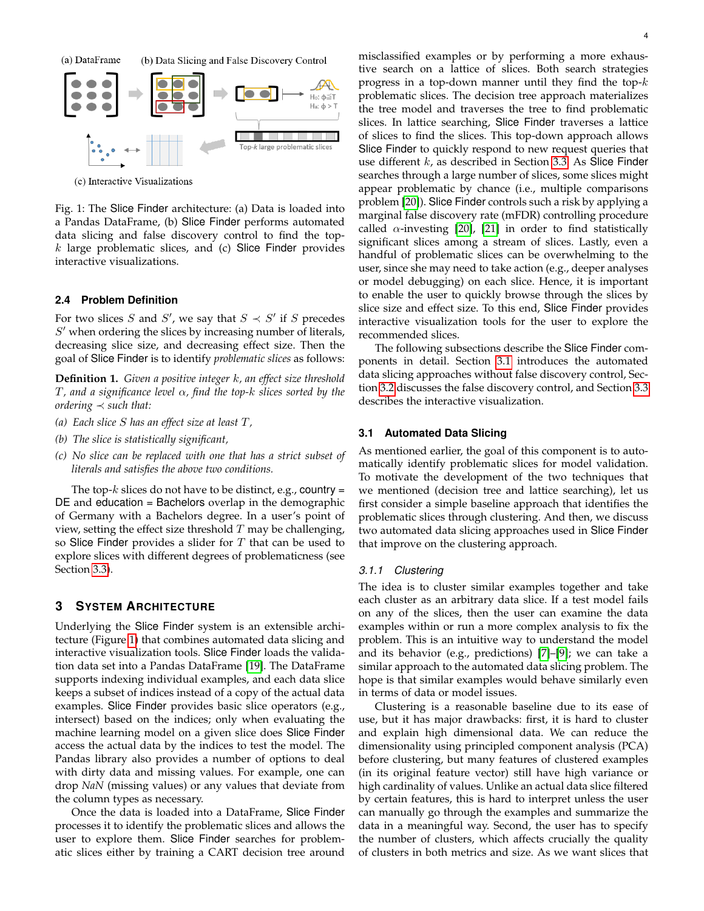(a) DataFrame

(b) Data Slicing and False Discovery Control

$H_0$: $\phi \leq T$

$H_a$: $\phi > T$

Top-$k$ large problematic slices

(c) Interactive Visualizations

Fig. 1: The Slice Finder architecture: (a) Data is loaded into a Pandas DataFrame, (b) Slice Finder performs automated data slicing and false discovery control to find the top-$k$ large problematic slices, and (c) Slice Finder provides interactive visualizations.

### 2.4 Problem Definition

For two slices $S$ and $S'$, we say that $S \prec S'$ if $S$ precedes $S'$ when ordering the slices by increasing number of literals, decreasing slice size, and decreasing effect size. Then the goal of Slice Finder is to identify *problematic slices* as follows:

**Definition 1.** *Given a positive integer $k$, an effect size threshold $T$, and a significance level $\alpha$, find the top-$k$ slices sorted by the ordering $\prec$ such that:*

*(a) Each slice $S$ has an effect size at least $T$,*

*(b) The slice is statistically significant,*

*(c) No slice can be replaced with one that has a strict subset of literals and satisfies the above two conditions.*

The top-$k$ slices do not have to be distinct, e.g., country = DE and education = Bachelors overlap in the demographic of Germany with a Bachelors degree. In a user's point of view, setting the effect size threshold $T$ may be challenging, so Slice Finder provides a slider for $T$ that can be used to explore slices with different degrees of problematicness (see Section 3.3).

## 3 System Architecture

Underlying the Slice Finder system is an extensible architecture (Figure 1) that combines automated data slicing and interactive visualization tools. Slice Finder loads the validation data set into a Pandas DataFrame [19]. The DataFrame supports indexing individual examples, and each data slice keeps a subset of indices instead of a copy of the actual data examples. Slice Finder provides basic slice operators (e.g., intersect) based on the indices; only when evaluating the machine learning model on a given slice does Slice Finder access the actual data by the indices to test the model. The Pandas library also provides a number of options to deal with dirty data and missing values. For example, one can drop *NaN* (missing values) or any values that deviate from the column types as necessary.

Once the data is loaded into a DataFrame, Slice Finder processes it to identify the problematic slices and allows the user to explore them. Slice Finder searches for problematic slices either by training a CART decision tree around misclassified examples or by performing a more exhaustive search on a lattice of slices. Both search strategies progress in a top-down manner until they find the top-$k$ problematic slices. The decision tree approach materializes the tree model and traverses the tree to find problematic slices. In lattice searching, Slice Finder traverses a lattice of slices to find the slices. This top-down approach allows Slice Finder to quickly respond to new request queries that use different $k$, as described in Section 3.3. As Slice Finder searches through a large number of slices, some slices might appear problematic by chance (i.e., multiple comparisons problem [20]). Slice Finder controls such a risk by applying a marginal false discovery rate (mFDR) controlling procedure called $\alpha$-investing [20], [21] in order to find statistically significant slices among a stream of slices. Lastly, even a handful of problematic slices can be overwhelming to the user, since she may need to take action (e.g., deeper analyses or model debugging) on each slice. Hence, it is important to enable the user to quickly browse through the slices by slice size and effect size. To this end, Slice Finder provides interactive visualization tools for the user to explore the recommended slices.

The following subsections describe the Slice Finder components in detail. Section 3.1 introduces the automated data slicing approaches without false discovery control, Section 3.2 discusses the false discovery control, and Section 3.3 describes the interactive visualization.

### 3.1 Automated Data Slicing

As mentioned earlier, the goal of this component is to automatically identify problematic slices for model validation. To motivate the development of the two techniques that we mentioned (decision tree and lattice searching), let us first consider a simple baseline approach that identifies the problematic slices through clustering. And then, we discuss two automated data slicing approaches used in Slice Finder that improve on the clustering approach.

#### *3.1.1 Clustering*

The idea is to cluster similar examples together and take each cluster as an arbitrary data slice. If a test model fails on any of the slices, then the user can examine the data examples within or run a more complex analysis to fix the problem. This is an intuitive way to understand the model and its behavior (e.g., predictions) [7]–[9]; we can take a similar approach to the automated data slicing problem. The hope is that similar examples would behave similarly even in terms of data or model issues.

Clustering is a reasonable baseline due to its ease of use, but it has major drawbacks: first, it is hard to cluster and explain high dimensional data. We can reduce the dimensionality using principled component analysis (PCA) before clustering, but many features of clustered examples (in its original feature vector) still have high variance or high cardinality of values. Unlike an actual data slice filtered by certain features, this is hard to interpret unless the user can manually go through the examples and summarize the data in a meaningful way. Second, the user has to specify the number of clusters, which affects crucially the quality of clusters in both metrics and size. As we want slices that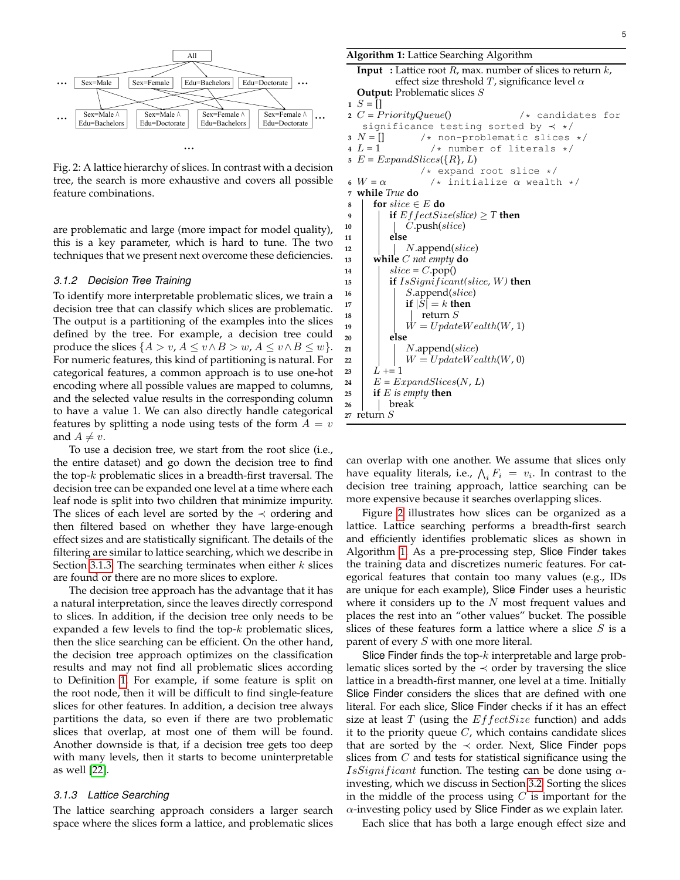Fig. 2: A lattice hierarchy of slices. In contrast with a decision tree, the search is more exhaustive and covers all possible feature combinations.

are problematic and large (more impact for model quality), this is a key parameter, which is hard to tune. The two techniques that we present next overcome these deficiencies.

### 3.1.2 Decision Tree Training

To identify more interpretable problematic slices, we train a decision tree that can classify which slices are problematic. The output is a partitioning of the examples into the slices defined by the tree. For example, a decision tree could produce the slices $\{A > v, A \leq v \wedge B > w, A \leq v \wedge B \leq w\}$. For numeric features, this kind of partitioning is natural. For categorical features, a common approach is to use one-hot encoding where all possible values are mapped to columns, and the selected value results in the corresponding column to have a value 1. We can also directly handle categorical features by splitting a node using tests of the form $A = v$ and $A \neq v$.

To use a decision tree, we start from the root slice (i.e., the entire dataset) and go down the decision tree to find the top-$k$ problematic slices in a breadth-first traversal. The decision tree can be expanded one level at a time where each leaf node is split into two children that minimize impurity. The slices of each level are sorted by the $\prec$ ordering and then filtered based on whether they have large-enough effect sizes and are statistically significant. The details of the filtering are similar to lattice searching, which we describe in Section 3.1.3. The searching terminates when either $k$ slices are found or there are no more slices to explore.

The decision tree approach has the advantage that it has a natural interpretation, since the leaves directly correspond to slices. In addition, if the decision tree only needs to be expanded a few levels to find the top-$k$ problematic slices, then the slice searching can be efficient. On the other hand, the decision tree approach optimizes on the classification results and may not find all problematic slices according to Definition 1. For example, if some feature is split on the root node, then it will be difficult to find single-feature slices for other features. In addition, a decision tree always partitions the data, so even if there are two problematic slices that overlap, at most one of them will be found. Another downside is that, if a decision tree gets too deep with many levels, then it starts to become uninterpretable as well [22].

### 3.1.3 Lattice Searching

The lattice searching approach considers a larger search space where the slices form a lattice, and problematic slices can overlap with one another. We assume that slices only have equality literals, i.e., $\bigwedge_i F_i = v_i$. In contrast to the decision tree training approach, lattice searching can be more expensive because it searches overlapping slices.

**Algorithm 1:** Lattice Searching Algorithm

```
   Input : Lattice root R, max. number of slices to return k,
           effect size threshold T, significance level α
   Output: Problematic slices S
 1 S = []
 2 C = PriorityQueue()        /* candidates for
     significance testing sorted by ≺ */
 3 N = []        /* non-problematic slices */
 4 L = 1            /* number of literals */
 5 E = ExpandSlices({R}, L)
                 /* expand root slice */
 6 W = α          /* initialize α wealth */
 7 while True do
 8     for slice ∈ E do
 9         if EffectSize(slice) ≥ T then
10             C.push(slice)
11         else
12             N.append(slice)
13     while C not empty do
14         slice = C.pop()
15         if IsSignificant(slice, W) then
16             S.append(slice)
17             if |S| = k then
18                 return S
19             W = UpdateWealth(W, 1)
20         else
21             N.append(slice)
22             W = UpdateWealth(W, 0)
23     L += 1
24     E = ExpandSlices(N, L)
25     if E is empty then
26         break
27 return S
```

Figure 2 illustrates how slices can be organized as a lattice. Lattice searching performs a breadth-first search and efficiently identifies problematic slices as shown in Algorithm 1. As a pre-processing step, Slice Finder takes the training data and discretizes numeric features. For categorical features that contain too many values (e.g., IDs are unique for each example), Slice Finder uses a heuristic where it considers up to the $N$ most frequent values and places the rest into an "other values" bucket. The possible slices of these features form a lattice where a slice $S$ is a parent of every $S$ with one more literal.

Slice Finder finds the top-$k$ interpretable and large problematic slices sorted by the $\prec$ order by traversing the slice lattice in a breadth-first manner, one level at a time. Initially Slice Finder considers the slices that are defined with one literal. For each slice, Slice Finder checks if it has an effect size at least $T$ (using the $EffectSize$ function) and adds it to the priority queue $C$, which contains candidate slices that are sorted by the $\prec$ order. Next, Slice Finder pops slices from $C$ and tests for statistical significance using the $IsSignificant$ function. The testing can be done using $\alpha$-investing, which we discuss in Section 3.2. Sorting the slices in the middle of the process using $C$ is important for the $\alpha$-investing policy used by Slice Finder as we explain later.

Each slice that has both a large enough effect size and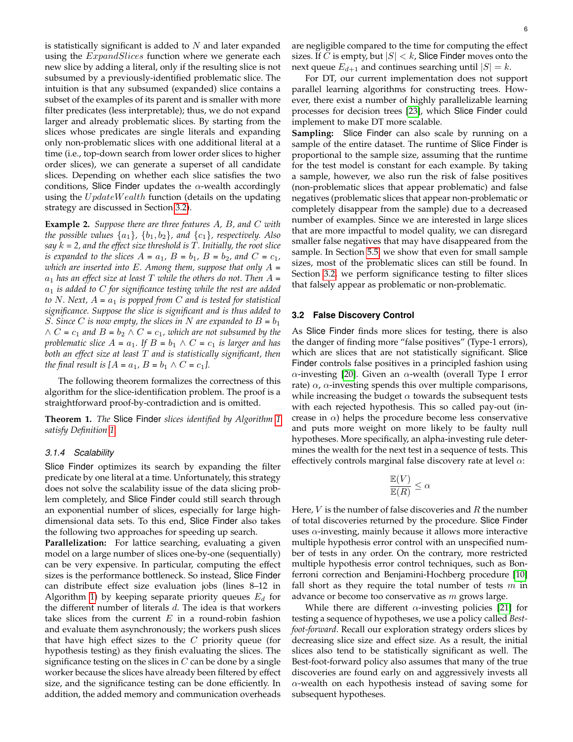is statistically significant is added to $N$ and later expanded using the $ExpandSlices$ function where we generate each new slice by adding a literal, only if the resulting slice is not subsumed by a previously-identified problematic slice. The intuition is that any subsumed (expanded) slice contains a subset of the examples of its parent and is smaller with more filter predicates (less interpretable); thus, we do not expand larger and already problematic slices. By starting from the slices whose predicates are single literals and expanding only non-problematic slices with one additional literal at a time (i.e., top-down search from lower order slices to higher order slices), we can generate a superset of all candidate slices. Depending on whether each slice satisfies the two conditions, Slice Finder updates the $\alpha$-wealth accordingly using the $UpdateWealth$ function (details on the updating strategy are discussed in Section 3.2).

**Example 2.** *Suppose there are three features $A$, $B$, and $C$ with the possible values $\{a_1\}$, $\{b_1, b_2\}$, and $\{c_1\}$, respectively. Also say $k$ = 2, and the effect size threshold is $T$. Initially, the root slice is expanded to the slices $A = a_1$, $B = b_1$, $B = b_2$, and $C = c_1$, which are inserted into $E$. Among them, suppose that only $A = a_1$ has an effect size at least $T$ while the others do not. Then $A = a_1$ is added to $C$ for significance testing while the rest are added to $N$. Next, $A = a_1$ is popped from $C$ and is tested for statistical significance. Suppose the slice is significant and is thus added to $S$. Since $C$ is now empty, the slices in $N$ are expanded to $B = b_1 \wedge C = c_1$ and $B = b_2 \wedge C = c_1$, which are not subsumed by the problematic slice $A = a_1$. If $B = b_1 \wedge C = c_1$ is larger and has both an effect size at least $T$ and is statistically significant, then the final result is [$A = a_1$, $B = b_1 \wedge C = c_1$].*

The following theorem formalizes the correctness of this algorithm for the slice-identification problem. The proof is a straightforward proof-by-contradiction and is omitted.

**Theorem 1.** *The* Slice Finder *slices identified by Algorithm 1 satisfy Definition 1.*

#### 3.1.4 Scalability

Slice Finder optimizes its search by expanding the filter predicate by one literal at a time. Unfortunately, this strategy does not solve the scalability issue of the data slicing problem completely, and Slice Finder could still search through an exponential number of slices, especially for large high-dimensional data sets. To this end, Slice Finder also takes the following two approaches for speeding up search.

**Parallelization:** For lattice searching, evaluating a given model on a large number of slices one-by-one (sequentially) can be very expensive. In particular, computing the effect sizes is the performance bottleneck. So instead, Slice Finder can distribute effect size evaluation jobs (lines 8–12 in Algorithm 1) by keeping separate priority queues $E_d$ for the different number of literals $d$. The idea is that workers take slices from the current $E$ in a round-robin fashion and evaluate them asynchronously; the workers push slices that have high effect sizes to the $C$ priority queue (for hypothesis testing) as they finish evaluating the slices. The significance testing on the slices in $C$ can be done by a single worker because the slices have already been filtered by effect size, and the significance testing can be done efficiently. In addition, the added memory and communication overheads are negligible compared to the time for computing the effect sizes. If $C$ is empty, but $|S| < k$, Slice Finder moves onto the next queue $E_{d+1}$ and continues searching until $|S| = k$.

For DT, our current implementation does not support parallel learning algorithms for constructing trees. However, there exist a number of highly parallelizable learning processes for decision trees [23], which Slice Finder could implement to make DT more scalable.

**Sampling:** Slice Finder can also scale by running on a sample of the entire dataset. The runtime of Slice Finder is proportional to the sample size, assuming that the runtime for the test model is constant for each example. By taking a sample, however, we also run the risk of false positives (non-problematic slices that appear problematic) and false negatives (problematic slices that appear non-problematic or completely disappear from the sample) due to a decreased number of examples. Since we are interested in large slices that are more impactful to model quality, we can disregard smaller false negatives that may have disappeared from the sample. In Section 5.5, we show that even for small sample sizes, most of the problematic slices can still be found. In Section 3.2, we perform significance testing to filter slices that falsely appear as problematic or non-problematic.

### 3.2 False Discovery Control

As Slice Finder finds more slices for testing, there is also the danger of finding more "false positives" (Type-1 errors), which are slices that are not statistically significant. Slice Finder controls false positives in a principled fashion using $\alpha$-investing [20]. Given an $\alpha$-wealth (overall Type I error rate) $\alpha$, $\alpha$-investing spends this over multiple comparisons, while increasing the budget $\alpha$ towards the subsequent tests with each rejected hypothesis. This so called pay-out (increase in $\alpha$) helps the procedure become less conservative and puts more weight on more likely to be faulty null hypotheses. More specifically, an alpha-investing rule determines the wealth for the next test in a sequence of tests. This effectively controls marginal false discovery rate at level $\alpha$:

$$\frac{\mathbb{E}(V)}{\mathbb{E}(R)} \leq \alpha$$

Here, $V$ is the number of false discoveries and $R$ the number of total discoveries returned by the procedure. Slice Finder uses $\alpha$-investing, mainly because it allows more interactive multiple hypothesis error control with an unspecified number of tests in any order. On the contrary, more restricted multiple hypothesis error control techniques, such as Bonferroni correction and Benjamini-Hochberg procedure [10] fall short as they require the total number of tests $m$ in advance or become too conservative as $m$ grows large.

While there are different $\alpha$-investing policies [21] for testing a sequence of hypotheses, we use a policy called *Best-foot-forward*. Recall our exploration strategy orders slices by decreasing slice size and effect size. As a result, the initial slices also tend to be statistically significant as well. The Best-foot-forward policy also assumes that many of the true discoveries are found early on and aggressively invests all $\alpha$-wealth on each hypothesis instead of saving some for subsequent hypotheses.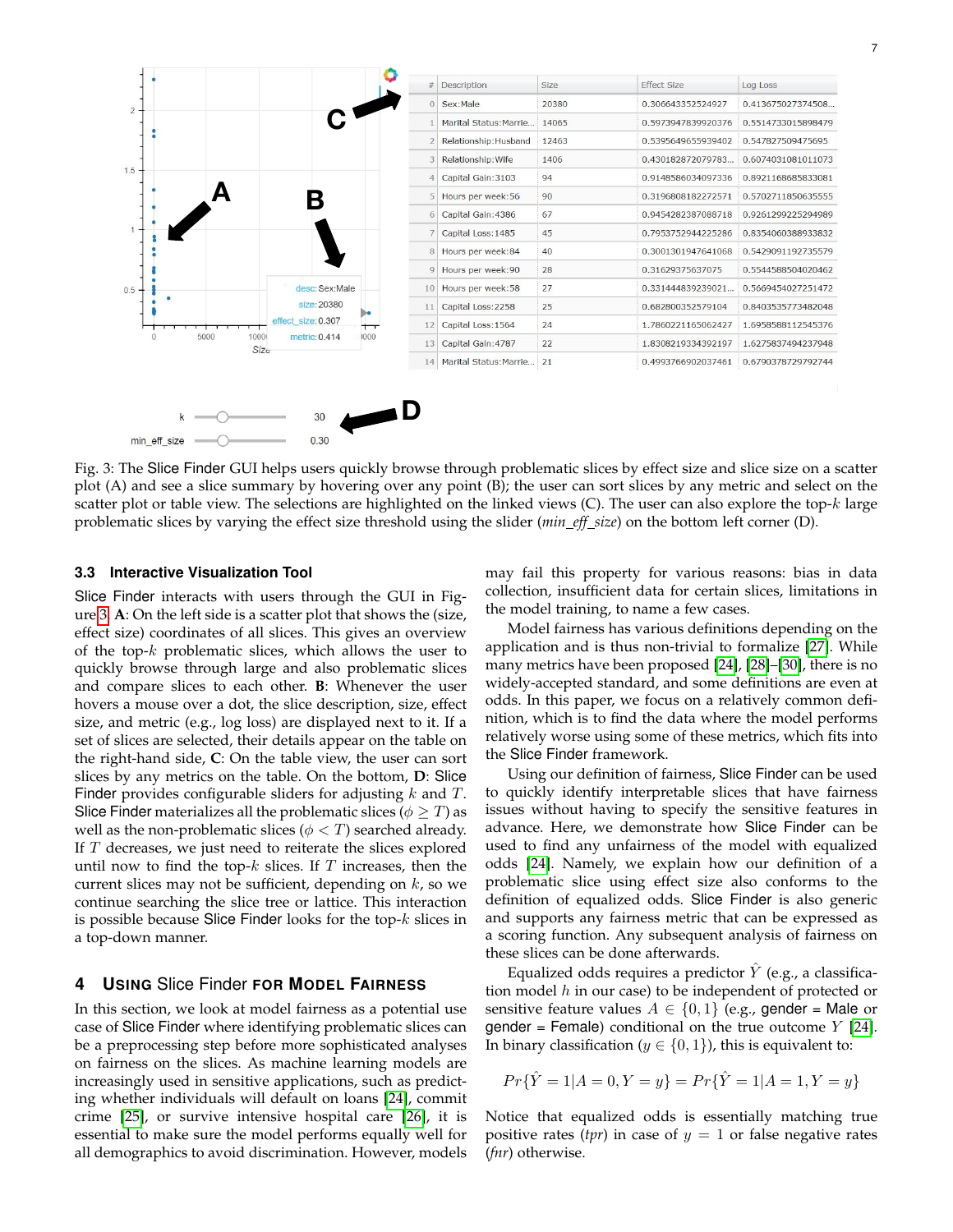Fig. 3: The Slice Finder GUI helps users quickly browse through problematic slices by effect size and slice size on a scatter plot (A) and see a slice summary by hovering over any point (B); the user can sort slices by any metric and select on the scatter plot or table view. The selections are highlighted on the linked views (C). The user can also explore the top-$k$ large problematic slices by varying the effect size threshold using the slider (*min_eff_size*) on the bottom left corner (D).

### 3.3 Interactive Visualization Tool

Slice Finder interacts with users through the GUI in Figure 3. **A**: On the left side is a scatter plot that shows the (size, effect size) coordinates of all slices. This gives an overview of the top-$k$ problematic slices, which allows the user to quickly browse through large and also problematic slices and compare slices to each other. **B**: Whenever the user hovers a mouse over a dot, the slice description, size, effect size, and metric (e.g., log loss) are displayed next to it. If a set of slices are selected, their details appear on the table on the right-hand side, **C**: On the table view, the user can sort slices by any metrics on the table. On the bottom, **D**: Slice Finder provides configurable sliders for adjusting $k$ and $T$. Slice Finder materializes all the problematic slices ($\phi \geq T$) as well as the non-problematic slices ($\phi < T$) searched already. If $T$ decreases, we just need to reiterate the slices explored until now to find the top-$k$ slices. If $T$ increases, then the current slices may not be sufficient, depending on $k$, so we continue searching the slice tree or lattice. This interaction is possible because Slice Finder looks for the top-$k$ slices in a top-down manner.

## 4 Using Slice Finder for Model Fairness

In this section, we look at model fairness as a potential use case of Slice Finder where identifying problematic slices can be a preprocessing step before more sophisticated analyses on fairness on the slices. As machine learning models are increasingly used in sensitive applications, such as predicting whether individuals will default on loans [24], commit crime [25], or survive intensive hospital care [26], it is essential to make sure the model performs equally well for all demographics to avoid discrimination. However, models may fail this property for various reasons: bias in data collection, insufficient data for certain slices, limitations in the model training, to name a few cases.

Model fairness has various definitions depending on the application and is thus non-trivial to formalize [27]. While many metrics have been proposed [24], [28]–[30], there is no widely-accepted standard, and some definitions are even at odds. In this paper, we focus on a relatively common definition, which is to find the data where the model performs relatively worse using some of these metrics, which fits into the Slice Finder framework.

Using our definition of fairness, Slice Finder can be used to quickly identify interpretable slices that have fairness issues without having to specify the sensitive features in advance. Here, we demonstrate how Slice Finder can be used to find any unfairness of the model with equalized odds [24]. Namely, we explain how our definition of a problematic slice using effect size also conforms to the definition of equalized odds. Slice Finder is also generic and supports any fairness metric that can be expressed as a scoring function. Any subsequent analysis of fairness on these slices can be done afterwards.

Equalized odds requires a predictor $\hat{Y}$ (e.g., a classification model $h$ in our case) to be independent of protected or sensitive feature values $A \in \{0, 1\}$ (e.g., gender = Male or gender = Female) conditional on the true outcome $Y$ [24]. In binary classification ($y \in \{0, 1\}$), this is equivalent to:

$$Pr\{\hat{Y} = 1 | A = 0, Y = y\} = Pr\{\hat{Y} = 1 | A = 1, Y = y\}$$

Notice that equalized odds is essentially matching true positive rates (*tpr*) in case of $y = 1$ or false negative rates (*fnr*) otherwise.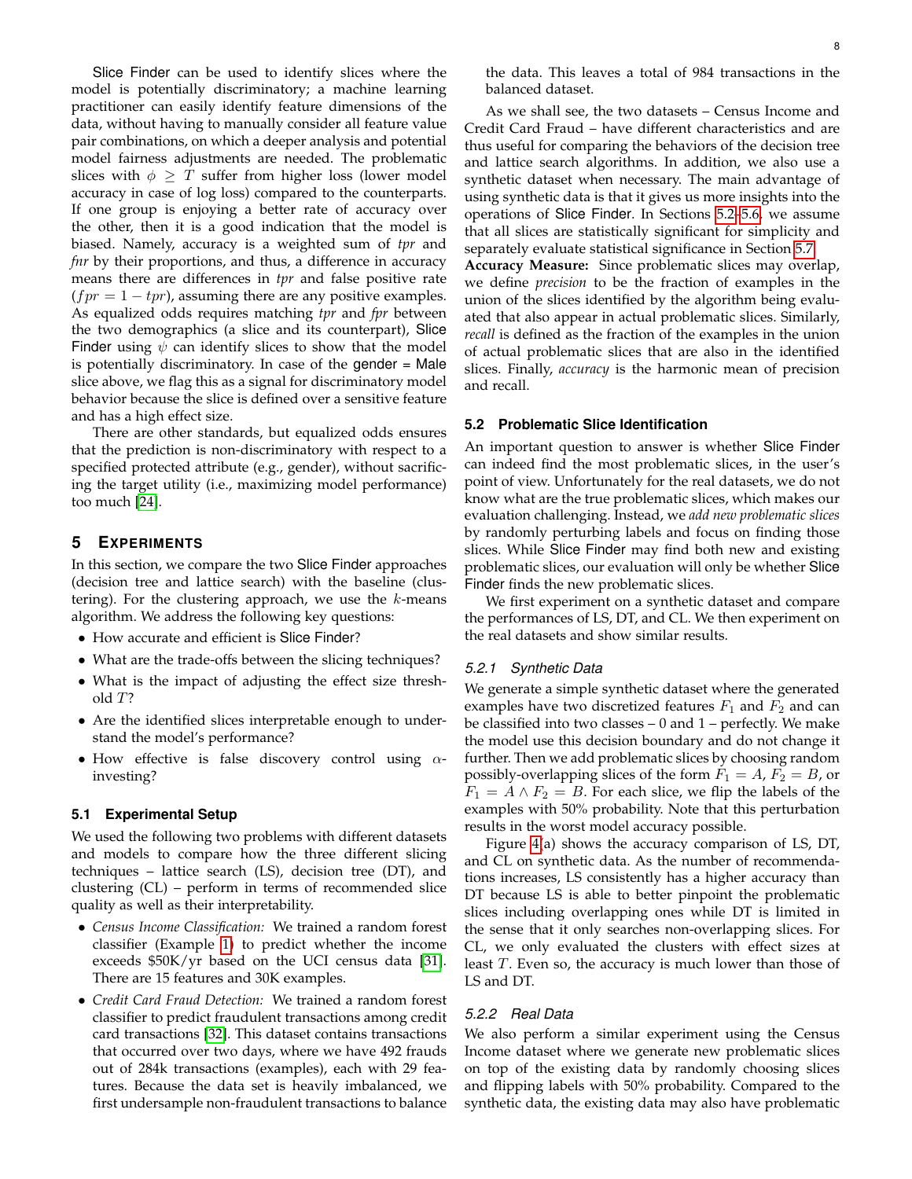Slice Finder can be used to identify slices where the model is potentially discriminatory; a machine learning practitioner can easily identify feature dimensions of the data, without having to manually consider all feature value pair combinations, on which a deeper analysis and potential model fairness adjustments are needed. The problematic slices with $\phi \geq T$ suffer from higher loss (lower model accuracy in case of log loss) compared to the counterparts. If one group is enjoying a better rate of accuracy over the other, then it is a good indication that the model is biased. Namely, accuracy is a weighted sum of *tpr* and *fnr* by their proportions, and thus, a difference in accuracy means there are differences in *tpr* and false positive rate ($fpr = 1 - tpr$), assuming there are any positive examples. As equalized odds requires matching *tpr* and *fpr* between the two demographics (a slice and its counterpart), Slice Finder using $\psi$ can identify slices to show that the model is potentially discriminatory. In case of the gender = Male slice above, we flag this as a signal for discriminatory model behavior because the slice is defined over a sensitive feature and has a high effect size.

There are other standards, but equalized odds ensures that the prediction is non-discriminatory with respect to a specified protected attribute (e.g., gender), without sacrificing the target utility (i.e., maximizing model performance) too much [24].

# 5 Experiments

In this section, we compare the two Slice Finder approaches (decision tree and lattice search) with the baseline (clustering). For the clustering approach, we use the $k$-means algorithm. We address the following key questions:

- How accurate and efficient is Slice Finder?
- What are the trade-offs between the slicing techniques?
- What is the impact of adjusting the effect size threshold $T$?
- Are the identified slices interpretable enough to understand the model's performance?
- How effective is false discovery control using $\alpha$-investing?

## 5.1 Experimental Setup

We used the following two problems with different datasets and models to compare how the three different slicing techniques – lattice search (LS), decision tree (DT), and clustering (CL) – perform in terms of recommended slice quality as well as their interpretability.

- *Census Income Classification:* We trained a random forest classifier (Example 1) to predict whether the income exceeds \$50K/yr based on the UCI census data [31]. There are 15 features and 30K examples.
- *Credit Card Fraud Detection:* We trained a random forest classifier to predict fraudulent transactions among credit card transactions [32]. This dataset contains transactions that occurred over two days, where we have 492 frauds out of 284k transactions (examples), each with 29 features. Because the data set is heavily imbalanced, we first undersample non-fraudulent transactions to balance the data. This leaves a total of 984 transactions in the balanced dataset.

As we shall see, the two datasets – Census Income and Credit Card Fraud – have different characteristics and are thus useful for comparing the behaviors of the decision tree and lattice search algorithms. In addition, we also use a synthetic dataset when necessary. The main advantage of using synthetic data is that it gives us more insights into the operations of Slice Finder. In Sections 5.2–5.6, we assume that all slices are statistically significant for simplicity and separately evaluate statistical significance in Section 5.7.

**Accuracy Measure:** Since problematic slices may overlap, we define *precision* to be the fraction of examples in the union of the slices identified by the algorithm being evaluated that also appear in actual problematic slices. Similarly, *recall* is defined as the fraction of the examples in the union of actual problematic slices that are also in the identified slices. Finally, *accuracy* is the harmonic mean of precision and recall.

## 5.2 Problematic Slice Identification

An important question to answer is whether Slice Finder can indeed find the most problematic slices, in the user's point of view. Unfortunately for the real datasets, we do not know what are the true problematic slices, which makes our evaluation challenging. Instead, we *add new problematic slices* by randomly perturbing labels and focus on finding those slices. While Slice Finder may find both new and existing problematic slices, our evaluation will only be whether Slice Finder finds the new problematic slices.

We first experiment on a synthetic dataset and compare the performances of LS, DT, and CL. We then experiment on the real datasets and show similar results.

### 5.2.1 Synthetic Data

We generate a simple synthetic dataset where the generated examples have two discretized features $F_1$ and $F_2$ and can be classified into two classes – 0 and 1 – perfectly. We make the model use this decision boundary and do not change it further. Then we add problematic slices by choosing random possibly-overlapping slices of the form $F_1 = A$, $F_2 = B$, or $F_1 = A \wedge F_2 = B$. For each slice, we flip the labels of the examples with 50% probability. Note that this perturbation results in the worst model accuracy possible.

Figure 4(a) shows the accuracy comparison of LS, DT, and CL on synthetic data. As the number of recommendations increases, LS consistently has a higher accuracy than DT because LS is able to better pinpoint the problematic slices including overlapping ones while DT is limited in the sense that it only searches non-overlapping slices. For CL, we only evaluated the clusters with effect sizes at least $T$. Even so, the accuracy is much lower than those of LS and DT.

### 5.2.2 Real Data

We also perform a similar experiment using the Census Income dataset where we generate new problematic slices on top of the existing data by randomly choosing slices and flipping labels with 50% probability. Compared to the synthetic data, the existing data may also have problematic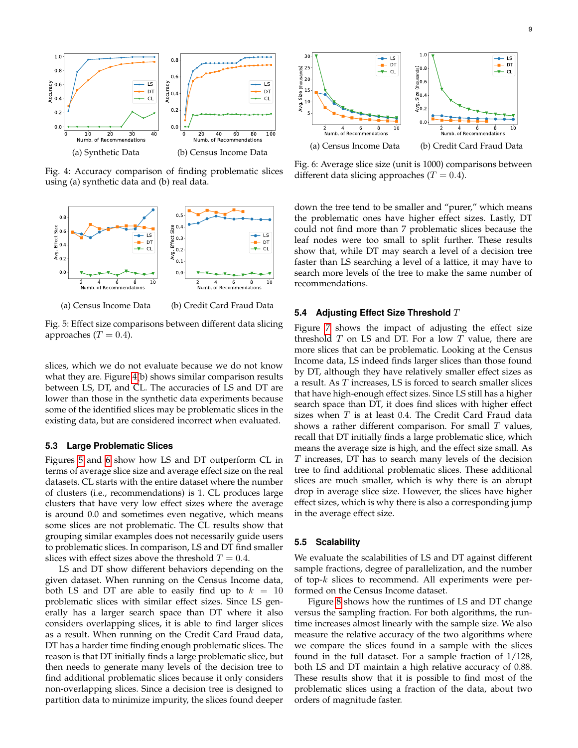(a) Synthetic Data

(b) Census Income Data

Fig. 4: Accuracy comparison of finding problematic slices using (a) synthetic data and (b) real data.

(a) Census Income Data

(b) Credit Card Fraud Data

Fig. 5: Effect size comparisons between different data slicing approaches ($T = 0.4$).

slices, which we do not evaluate because we do not know what they are. Figure 4(b) shows similar comparison results between LS, DT, and CL. The accuracies of LS and DT are lower than those in the synthetic data experiments because some of the identified slices may be problematic slices in the existing data, but are considered incorrect when evaluated.

### 5.3 Large Problematic Slices

Figures 5 and 6 show how LS and DT outperform CL in terms of average slice size and average effect size on the real datasets. CL starts with the entire dataset where the number of clusters (i.e., recommendations) is 1. CL produces large clusters that have very low effect sizes where the average is around 0.0 and sometimes even negative, which means some slices are not problematic. The CL results show that grouping similar examples does not necessarily guide users to problematic slices. In comparison, LS and DT find smaller slices with effect sizes above the threshold $T = 0.4$.

LS and DT show different behaviors depending on the given dataset. When running on the Census Income data, both LS and DT are able to easily find up to $k = 10$ problematic slices with similar effect sizes. Since LS generally has a larger search space than DT where it also considers overlapping slices, it is able to find larger slices as a result. When running on the Credit Card Fraud data, DT has a harder time finding enough problematic slices. The reason is that DT initially finds a large problematic slice, but then needs to generate many levels of the decision tree to find additional problematic slices because it only considers non-overlapping slices. Since a decision tree is designed to partition data to minimize impurity, the slices found deeper

(a) Census Income Data

(b) Credit Card Fraud Data

Fig. 6: Average slice size (unit is 1000) comparisons between different data slicing approaches ($T = 0.4$).

down the tree tend to be smaller and "purer," which means the problematic ones have higher effect sizes. Lastly, DT could not find more than 7 problematic slices because the leaf nodes were too small to split further. These results show that, while DT may search a level of a decision tree faster than LS searching a level of a lattice, it may have to search more levels of the tree to make the same number of recommendations.

### 5.4 Adjusting Effect Size Threshold $T$

Figure 7 shows the impact of adjusting the effect size threshold $T$ on LS and DT. For a low $T$ value, there are more slices that can be problematic. Looking at the Census Income data, LS indeed finds larger slices than those found by DT, although they have relatively smaller effect sizes as a result. As $T$ increases, LS is forced to search smaller slices that have high-enough effect sizes. Since LS still has a higher search space than DT, it does find slices with higher effect sizes when $T$ is at least 0.4. The Credit Card Fraud data shows a rather different comparison. For small $T$ values, recall that DT initially finds a large problematic slice, which means the average size is high, and the effect size small. As $T$ increases, DT has to search many levels of the decision tree to find additional problematic slices. These additional slices are much smaller, which is why there is an abrupt drop in average slice size. However, the slices have higher effect sizes, which is why there is also a corresponding jump in the average effect size.

### 5.5 Scalability

We evaluate the scalabilities of LS and DT against different sample fractions, degree of parallelization, and the number of top-$k$ slices to recommend. All experiments were performed on the Census Income dataset.

Figure 8 shows how the runtimes of LS and DT change versus the sampling fraction. For both algorithms, the runtime increases almost linearly with the sample size. We also measure the relative accuracy of the two algorithms where we compare the slices found in a sample with the slices found in the full dataset. For a sample fraction of 1/128, both LS and DT maintain a high relative accuracy of 0.88. These results show that it is possible to find most of the problematic slices using a fraction of the data, about two orders of magnitude faster.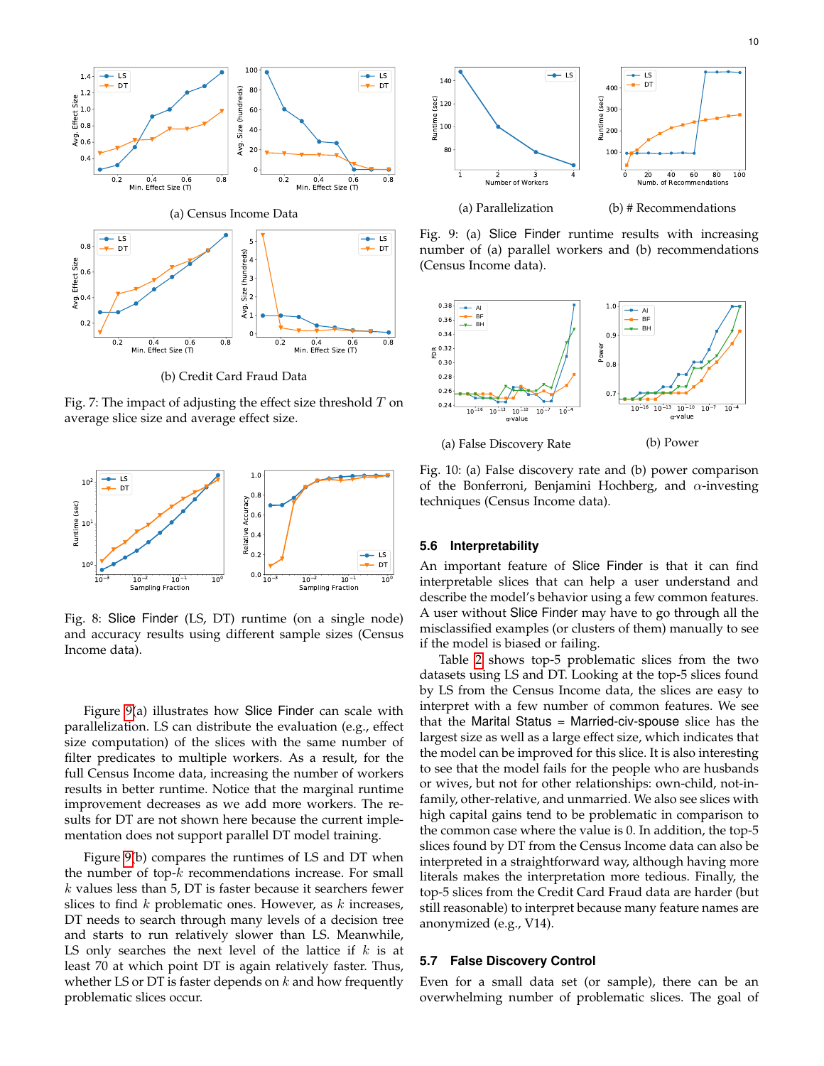(a) Census Income Data

(b) Credit Card Fraud Data

Fig. 7: The impact of adjusting the effect size threshold $T$ on average slice size and average effect size.

Fig. 8: Slice Finder (LS, DT) runtime (on a single node) and accuracy results using different sample sizes (Census Income data).

Figure 9(a) illustrates how Slice Finder can scale with parallelization. LS can distribute the evaluation (e.g., effect size computation) of the slices with the same number of filter predicates to multiple workers. As a result, for the full Census Income data, increasing the number of workers results in better runtime. Notice that the marginal runtime improvement decreases as we add more workers. The results for DT are not shown here because the current implementation does not support parallel DT model training.

Figure 9(b) compares the runtimes of LS and DT when the number of top-$k$ recommendations increase. For small $k$ values less than 5, DT is faster because it searches fewer slices to find $k$ problematic ones. However, as $k$ increases, DT needs to search through many levels of a decision tree and starts to run relatively slower than LS. Meanwhile, LS only searches the next level of the lattice if $k$ is at least 70 at which point DT is again relatively faster. Thus, whether LS or DT is faster depends on $k$ and how frequently problematic slices occur.

(a) Parallelization

(b) # Recommendations

Fig. 9: (a) Slice Finder runtime results with increasing number of (a) parallel workers and (b) recommendations (Census Income data).

(a) False Discovery Rate

(b) Power

Fig. 10: (a) False discovery rate and (b) power comparison of the Bonferroni, Benjamini Hochberg, and $\alpha$-investing techniques (Census Income data).

### 5.6 Interpretability

An important feature of Slice Finder is that it can find interpretable slices that can help a user understand and describe the model's behavior using a few common features. A user without Slice Finder may have to go through all the misclassified examples (or clusters of them) manually to see if the model is biased or failing.

Table 2 shows top-5 problematic slices from the two datasets using LS and DT. Looking at the top-5 slices found by LS from the Census Income data, the slices are easy to interpret with a few number of common features. We see that the Marital Status = Married-civ-spouse slice has the largest size as well as a large effect size, which indicates that the model can be improved for this slice. It is also interesting to see that the model fails for the people who are husbands or wives, but not for other relationships: own-child, not-in-family, other-relative, and unmarried. We also see slices with high capital gains tend to be problematic in comparison to the common case where the value is 0. In addition, the top-5 slices found by DT from the Census Income data can also be interpreted in a straightforward way, although having more literals makes the interpretation more tedious. Finally, the top-5 slices from the Credit Card Fraud data are harder (but still reasonable) to interpret because many feature names are anonymized (e.g., V14).

### 5.7 False Discovery Control

Even for a small data set (or sample), there can be an overwhelming number of problematic slices. The goal of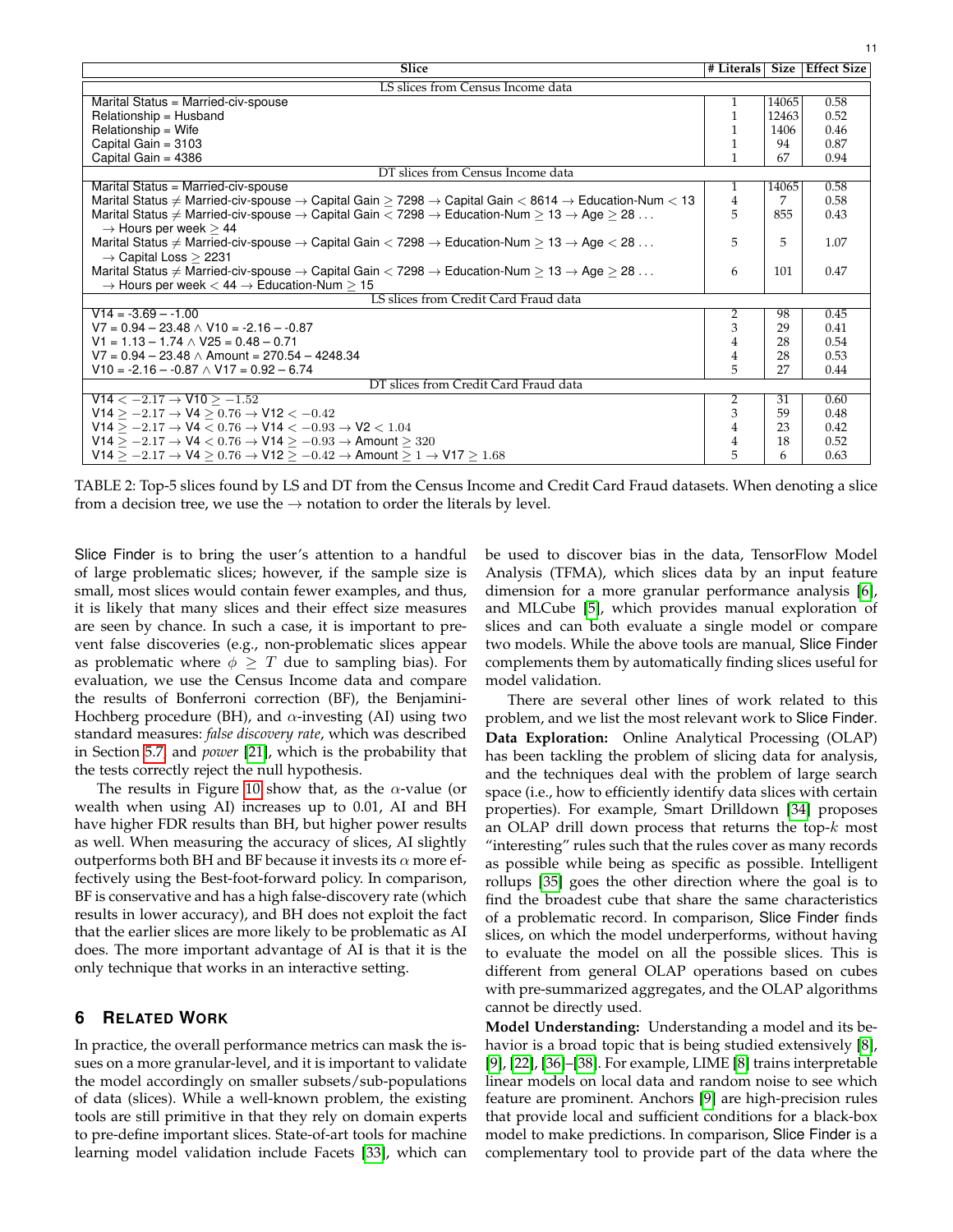| Slice | # Literals | Size | Effect Size |
|---|---|---|---|
| LS slices from Census Income data | | | |
| Marital Status = Married-civ-spouse | 1 | 14065 | 0.58 |
| Relationship = Husband | 1 | 12463 | 0.52 |
| Relationship = Wife | 1 | 1406 | 0.46 |
| Capital Gain = 3103 | 1 | 94 | 0.87 |
| Capital Gain = 4386 | 1 | 67 | 0.94 |
| DT slices from Census Income data | | | |
| Marital Status = Married-civ-spouse | 1 | 14065 | 0.58 |
| Marital Status $\neq$ Married-civ-spouse $\rightarrow$ Capital Gain $\geq$ 7298 $\rightarrow$ Capital Gain $<$ 8614 $\rightarrow$ Education-Num $<$ 13 | 4 | 7 | 0.58 |
| Marital Status $\neq$ Married-civ-spouse $\rightarrow$ Capital Gain $<$ 7298 $\rightarrow$ Education-Num $\geq$ 13 $\rightarrow$ Age $\geq$ 28 ... $\rightarrow$ Hours per week $\geq$ 44 | 5 | 855 | 0.43 |
| Marital Status $\neq$ Married-civ-spouse $\rightarrow$ Capital Gain $<$ 7298 $\rightarrow$ Education-Num $\geq$ 13 $\rightarrow$ Age $<$ 28 ... $\rightarrow$ Capital Loss $\geq$ 2231 | 5 | 5 | 1.07 |
| Marital Status $\neq$ Married-civ-spouse $\rightarrow$ Capital Gain $<$ 7298 $\rightarrow$ Education-Num $\geq$ 13 $\rightarrow$ Age $\geq$ 28 ... $\rightarrow$ Hours per week $<$ 44 $\rightarrow$ Education-Num $\geq$ 15 | 6 | 101 | 0.47 |
| LS slices from Credit Card Fraud data | | | |
| V14 = -3.69 – -1.00 | 2 | 98 | 0.45 |
| V7 = 0.94 – 23.48 $\wedge$ V10 = -2.16 – -0.87 | 3 | 29 | 0.41 |
| V1 = 1.13 – 1.74 $\wedge$ V25 = 0.48 – 0.71 | 4 | 28 | 0.54 |
| V7 = 0.94 – 23.48 $\wedge$ Amount = 270.54 – 4248.34 | 4 | 28 | 0.53 |
| V10 = -2.16 – -0.87 $\wedge$ V17 = 0.92 – 6.74 | 5 | 27 | 0.44 |
| DT slices from Credit Card Fraud data | | | |
| V14 $< -2.17 \rightarrow$ V10 $\geq -1.52$ | 2 | 31 | 0.60 |
| V14 $\geq -2.17 \rightarrow$ V4 $\geq 0.76 \rightarrow$ V12 $< -0.42$ | 3 | 59 | 0.48 |
| V14 $\geq -2.17 \rightarrow$ V4 $< 0.76 \rightarrow$ V14 $< -0.93 \rightarrow$ V2 $< 1.04$ | 4 | 23 | 0.42 |
| V14 $\geq -2.17 \rightarrow$ V4 $< 0.76 \rightarrow$ V14 $\geq -0.93 \rightarrow$ Amount $\geq 320$ | 4 | 18 | 0.52 |
| V14 $\geq -2.17 \rightarrow$ V4 $\geq 0.76 \rightarrow$ V12 $\geq -0.42 \rightarrow$ Amount $\geq 1 \rightarrow$ V17 $\geq 1.68$ | 5 | 6 | 0.63 |

TABLE 2: Top-5 slices found by LS and DT from the Census Income and Credit Card Fraud datasets. When denoting a slice from a decision tree, we use the $\rightarrow$ notation to order the literals by level.

Slice Finder is to bring the user's attention to a handful of large problematic slices; however, if the sample size is small, most slices would contain fewer examples, and thus, it is likely that many slices and their effect size measures are seen by chance. In such a case, it is important to prevent false discoveries (e.g., non-problematic slices appear as problematic where $\phi \geq T$ due to sampling bias). For evaluation, we use the Census Income data and compare the results of Bonferroni correction (BF), the Benjamini-Hochberg procedure (BH), $\alpha$-investing (AI) using two standard measures: *false discovery rate*, which was described in Section 5.7, and *power* [21], which is the probability that the tests correctly reject the null hypothesis.

The results in Figure 10 show that, as the $\alpha$-value (or wealth when using AI) increases up to 0.01, AI and BH have higher FDR results than BH, but higher power results as well. When measuring the accuracy of slices, AI slightly outperforms both BH and BF because it invests its $\alpha$ more effectively using the Best-foot-forward policy. In comparison, BF is conservative and has a high false-discovery rate (which results in lower accuracy), and BH does not exploit the fact that the earlier slices are more likely to be problematic as AI does. The more important advantage of AI is that it is the only technique that works in an interactive setting.

## 6 Related Work

In practice, the overall performance metrics can mask the issues on a more granular-level, and it is important to validate the model accordingly on smaller subsets/sub-populations of data (slices). While a well-known problem, the existing tools are still primitive in that they rely on domain experts to pre-define important slices. State-of-art tools for machine learning model validation include Facets [33], which can be used to discover bias in the data, TensorFlow Model Analysis (TFMA), which slices data by an input feature dimension for a more granular performance analysis [6], and MLCube [5], which provides manual exploration of slices and can both evaluate a single model or compare two models. While the above tools are manual, Slice Finder complements them by automatically finding slices useful for model validation.

There are several other lines of work related to this problem, and we list the most relevant work to Slice Finder.

**Data Exploration:** Online Analytical Processing (OLAP) has been tackling the problem of slicing data for analysis, and the techniques deal with the problem of large search space (i.e., how to efficiently identify data slices with certain properties). For example, Smart Drilldown [34] proposes an OLAP drill down process that returns the top-$k$ most "interesting" rules such that the rules cover as many records as possible while being as specific as possible. Intelligent rollups [35] goes the other direction where the goal is to find the broadest cube that share the same characteristics of a problematic record. In comparison, Slice Finder finds slices, on which the model underperforms, without having to evaluate the model on all the possible slices. This is different from general OLAP operations based on cubes with pre-summarized aggregates, and the OLAP algorithms cannot be directly used.

**Model Understanding:** Understanding a model and its behavior is a broad topic that is being studied extensively [8], [9], [22], [36]–[38]. For example, LIME [8] trains interpretable linear models on local data and random noise to see which feature are prominent. Anchors [9] are high-precision rules that provide local and sufficient conditions for a black-box model to make predictions. In comparison, Slice Finder is a complementary tool to provide part of the data where the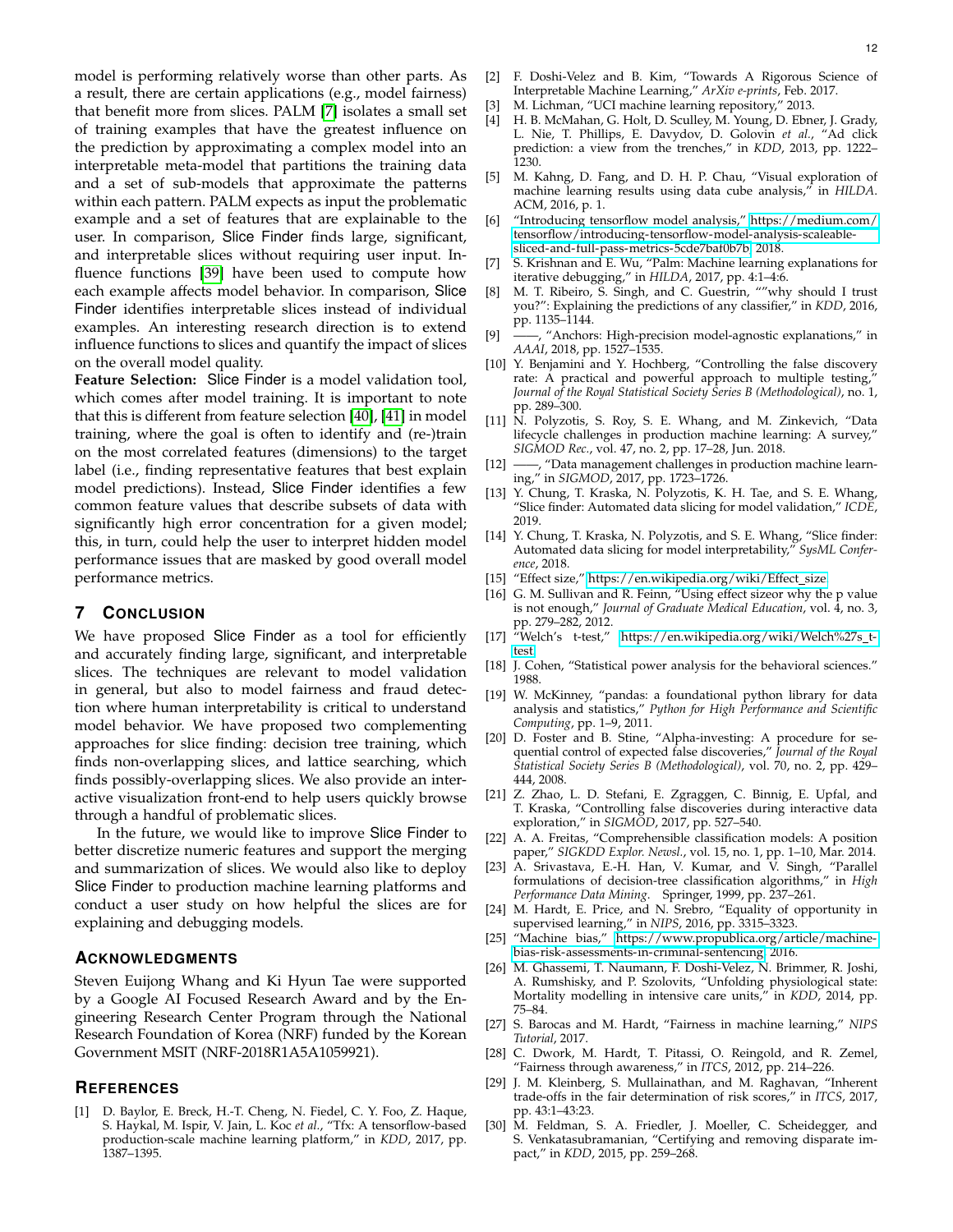model is performing relatively worse than other parts. As a result, there are certain applications (e.g., model fairness) that benefit more from slices. PALM [7] isolates a small set of training examples that have the greatest influence on the prediction by approximating a complex model into an interpretable meta-model that partitions the training data and a set of sub-models that approximate the patterns within each pattern. PALM expects as input the problematic example and a set of features that are explainable to the user. In comparison, Slice Finder finds large, significant, and interpretable slices without requiring user input. Influence functions [39] have been used to compute how each example affects model behavior. In comparison, Slice Finder identifies interpretable slices instead of individual examples. An interesting research direction is to extend influence functions to slices and quantify the impact of slices on the overall model quality.

**Feature Selection:** Slice Finder is a model validation tool, which comes after model training. It is important to note that this is different from feature selection [40], [41] in model training, where the goal is often to identify and (re-)train on the most correlated features (dimensions) to the target label (i.e., finding representative features that best explain model predictions). Instead, Slice Finder identifies a few common feature values that describe subsets of data with significantly high error concentration for a given model; this, in turn, could help the user to interpret hidden model performance issues that are masked by good overall model performance metrics.

## 7 Conclusion

We have proposed Slice Finder as a tool for efficiently and accurately finding large, significant, and interpretable slices. The techniques are relevant to model validation in general, but also to model fairness and fraud detection where human interpretability is critical to understand model behavior. We have proposed two complementing approaches for slice finding: decision tree training, which finds non-overlapping slices, and lattice searching, which finds possibly-overlapping slices. We also provide an interactive visualization front-end to help users quickly browse through a handful of problematic slices.

In the future, we would like to improve Slice Finder to better discretize numeric features and support the merging and summarization of slices. We would also like to deploy Slice Finder to production machine learning platforms and conduct a user study on how helpful the slices are for explaining and debugging models.

## Acknowledgments

Steven Euijong Whang and Ki Hyun Tae were supported by a Google AI Focused Research Award and by the Engineering Research Center Program through the National Research Foundation of Korea (NRF) funded by the Korean Government MSIT (NRF-2018R1A5A1059921).

## References

[1] D. Baylor, E. Breck, H.-T. Cheng, N. Fiedel, C. Y. Foo, Z. Haque, S. Haykal, M. Ispir, V. Jain, L. Koc *et al.*, "Tfx: A tensorflow-based production-scale machine learning platform," in *KDD*, 2017, pp. 1387–1395.

[2] F. Doshi-Velez and B. Kim, "Towards A Rigorous Science of Interpretable Machine Learning," *ArXiv e-prints*, Feb. 2017.

[3] M. Lichman, "UCI machine learning repository," 2013.

[4] H. B. McMahan, G. Holt, D. Sculley, M. Young, D. Ebner, J. Grady, L. Nie, T. Phillips, E. Davydov, D. Golovin *et al.*, "Ad click prediction: a view from the trenches," in *KDD*, 2013, pp. 1222–1230.

[5] M. Kahng, D. Fang, and D. H. P. Chau, "Visual exploration of machine learning results using data cube analysis," in *HILDA*. ACM, 2016, p. 1.

[6] "Introducing tensorflow model analysis," https://medium.com/tensorflow/introducing-tensorflow-model-analysis-scaleable-sliced-and-full-pass-metrics-5cde7baf0b7b, 2018.

[7] S. Krishnan and E. Wu, "Palm: Machine learning explanations for iterative debugging," in *HILDA*, 2017, pp. 4:1–4:6.

[8] M. T. Ribeiro, S. Singh, and C. Guestrin, ""why should I trust you?": Explaining the predictions of any classifier," in *KDD*, 2016, pp. 1135–1144.

[9] ——, "Anchors: High-precision model-agnostic explanations," in *AAAI*, 2018, pp. 1527–1535.

[10] Y. Benjamini and Y. Hochberg, "Controlling the false discovery rate: A practical and powerful approach to multiple testing," *Journal of the Royal Statistical Society Series B (Methodological)*, no. 1, pp. 289–300.

[11] N. Polyzotis, S. Roy, S. E. Whang, and M. Zinkevich, "Data lifecycle challenges in production machine learning: A survey," *SIGMOD Rec.*, vol. 47, no. 2, pp. 17–28, Jun. 2018.

[12] ——, "Data management challenges in production machine learning," in *SIGMOD*, 2017, pp. 1723–1726.

[13] Y. Chung, T. Kraska, N. Polyzotis, K. H. Tae, and S. E. Whang, "Slice finder: Automated data slicing for model validation," *ICDE*, 2019.

[14] Y. Chung, T. Kraska, N. Polyzotis, and S. E. Whang, "Slice finder: Automated data slicing for model interpretability," *SysML Conference*, 2018.

[15] "Effect size," https://en.wikipedia.org/wiki/Effect_size.

[16] G. M. Sullivan and R. Feinn, "Using effect sizeor why the p value is not enough," *Journal of Graduate Medical Education*, vol. 4, no. 3, pp. 279–282, 2012.

[17] "Welch's t-test," https://en.wikipedia.org/wiki/Welch%27s_t-test.

[18] J. Cohen, "Statistical power analysis for the behavioral sciences." 1988.

[19] W. McKinney, "pandas: a foundational python library for data analysis and statistics," *Python for High Performance and Scientific Computing*, pp. 1–9, 2011.

[20] D. Foster and B. Stine, "Alpha-investing: A procedure for sequential control of expected false discoveries," *Journal of the Royal Statistical Society Series B (Methodological)*, vol. 70, no. 2, pp. 429–444, 2008.

[21] Z. Zhao, L. D. Stefani, E. Zgraggen, C. Binnig, E. Upfal, and T. Kraska, "Controlling false discoveries during interactive data exploration," in *SIGMOD*, 2017, pp. 527–540.

[22] A. A. Freitas, "Comprehensible classification models: A position paper," *SIGKDD Explor. Newsl.*, vol. 15, no. 1, pp. 1–10, Mar. 2014.

[23] A. Srivastava, E.-H. Han, V. Kumar, and V. Singh, "Parallel formulations of decision-tree classification algorithms," in *High Performance Data Mining*. Springer, 1999, pp. 237–261.

[24] M. Hardt, E. Price, and N. Srebro, "Equality of opportunity in supervised learning," in *NIPS*, 2016, pp. 3315–3323.

[25] "Machine bias," https://www.propublica.org/article/machine-bias-risk-assessments-in-criminal-sentencing, 2016.

[26] M. Ghassemi, T. Naumann, F. Doshi-Velez, N. Brimmer, R. Joshi, A. Rumshisky, and P. Szolovits, "Unfolding physiological state: Mortality modelling in intensive care units," in *KDD*, 2014, pp. 75–84.

[27] S. Barocas and M. Hardt, "Fairness in machine learning," *NIPS Tutorial*, 2017.

[28] C. Dwork, M. Hardt, T. Pitassi, O. Reingold, and R. Zemel, "Fairness through awareness," in *ITCS*, 2012, pp. 214–226.

[29] J. M. Kleinberg, S. Mullainathan, and M. Raghavan, "Inherent trade-offs in the fair determination of risk scores," in *ITCS*, 2017, pp. 43:1–43:23.

[30] M. Feldman, S. A. Friedler, J. Moeller, C. Scheidegger, and S. Venkatasubramanian, "Certifying and removing disparate impact," in *KDD*, 2015, pp. 259–268.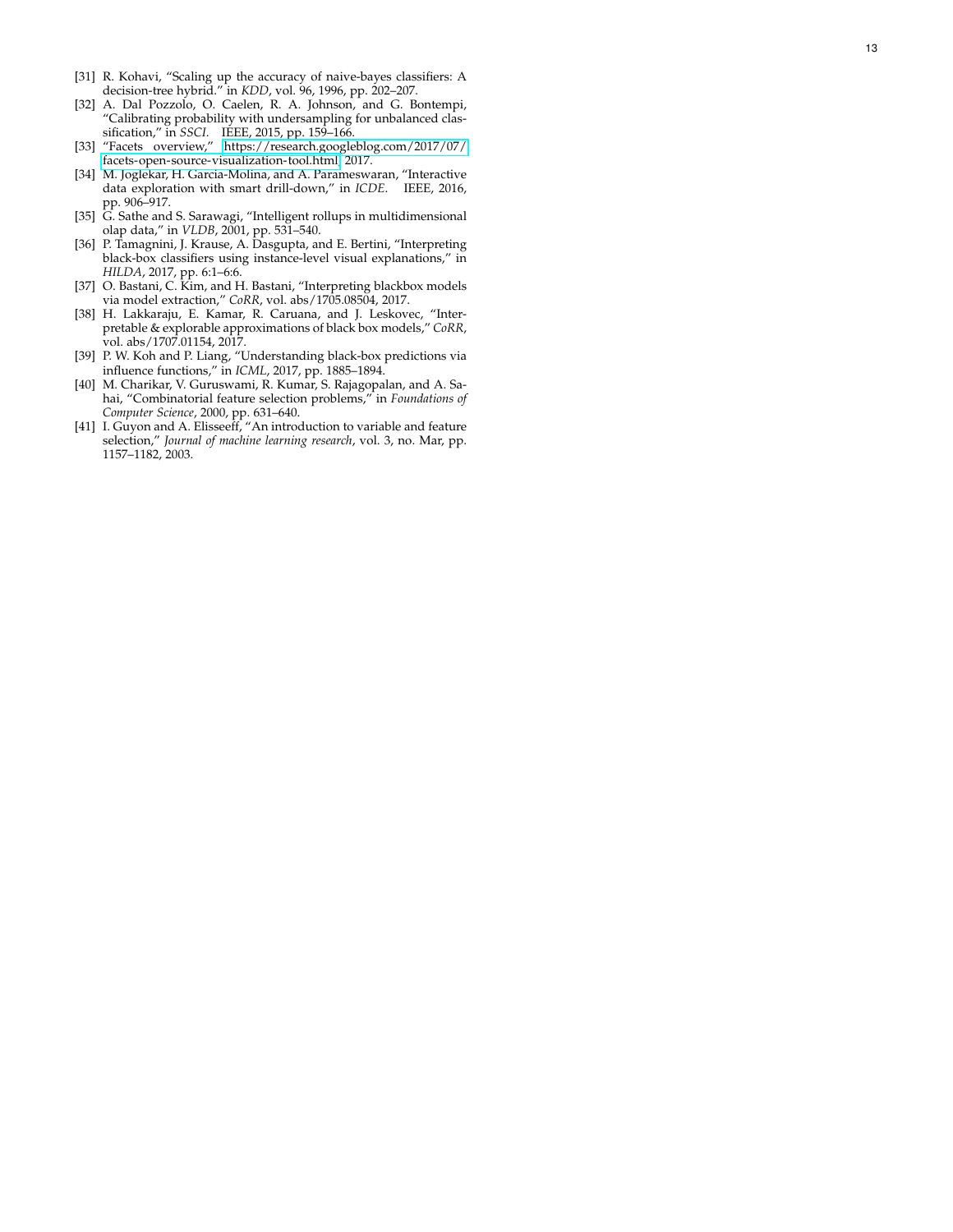[31] R. Kohavi, "Scaling up the accuracy of naive-bayes classifiers: A decision-tree hybrid." in *KDD*, vol. 96, 1996, pp. 202–207.

[32] A. Dal Pozzolo, O. Caelen, R. A. Johnson, and G. Bontempi, "Calibrating probability with undersampling for unbalanced classification," in *SSCI*. IEEE, 2015, pp. 159–166.

[33] "Facets overview," https://research.googleblog.com/2017/07/facets-open-source-visualization-tool.html, 2017.

[34] M. Joglekar, H. Garcia-Molina, and A. Parameswaran, "Interactive data exploration with smart drill-down," in *ICDE*. IEEE, 2016, pp. 906–917.

[35] G. Sathe and S. Sarawagi, "Intelligent rollups in multidimensional olap data," in *VLDB*, 2001, pp. 531–540.

[36] P. Tamagnini, J. Krause, A. Dasgupta, and E. Bertini, "Interpreting black-box classifiers using instance-level visual explanations," in *HILDA*, 2017, pp. 6:1–6:6.

[37] O. Bastani, C. Kim, and H. Bastani, "Interpreting blackbox models via model extraction," *CoRR*, vol. abs/1705.08504, 2017.

[38] H. Lakkaraju, E. Kamar, R. Caruana, and J. Leskovec, "Interpretable & explorable approximations of black box models," *CoRR*, vol. abs/1707.01154, 2017.

[39] P. W. Koh and P. Liang, "Understanding black-box predictions via influence functions," in *ICML*, 2017, pp. 1885–1894.

[40] M. Charikar, V. Guruswami, R. Kumar, S. Rajagopalan, and A. Sahai, "Combinatorial feature selection problems," in *Foundations of Computer Science*, 2000, pp. 631–640.

[41] I. Guyon and A. Elisseeff, "An introduction to variable and feature selection," *Journal of machine learning research*, vol. 3, no. Mar, pp. 1157–1182, 2003.